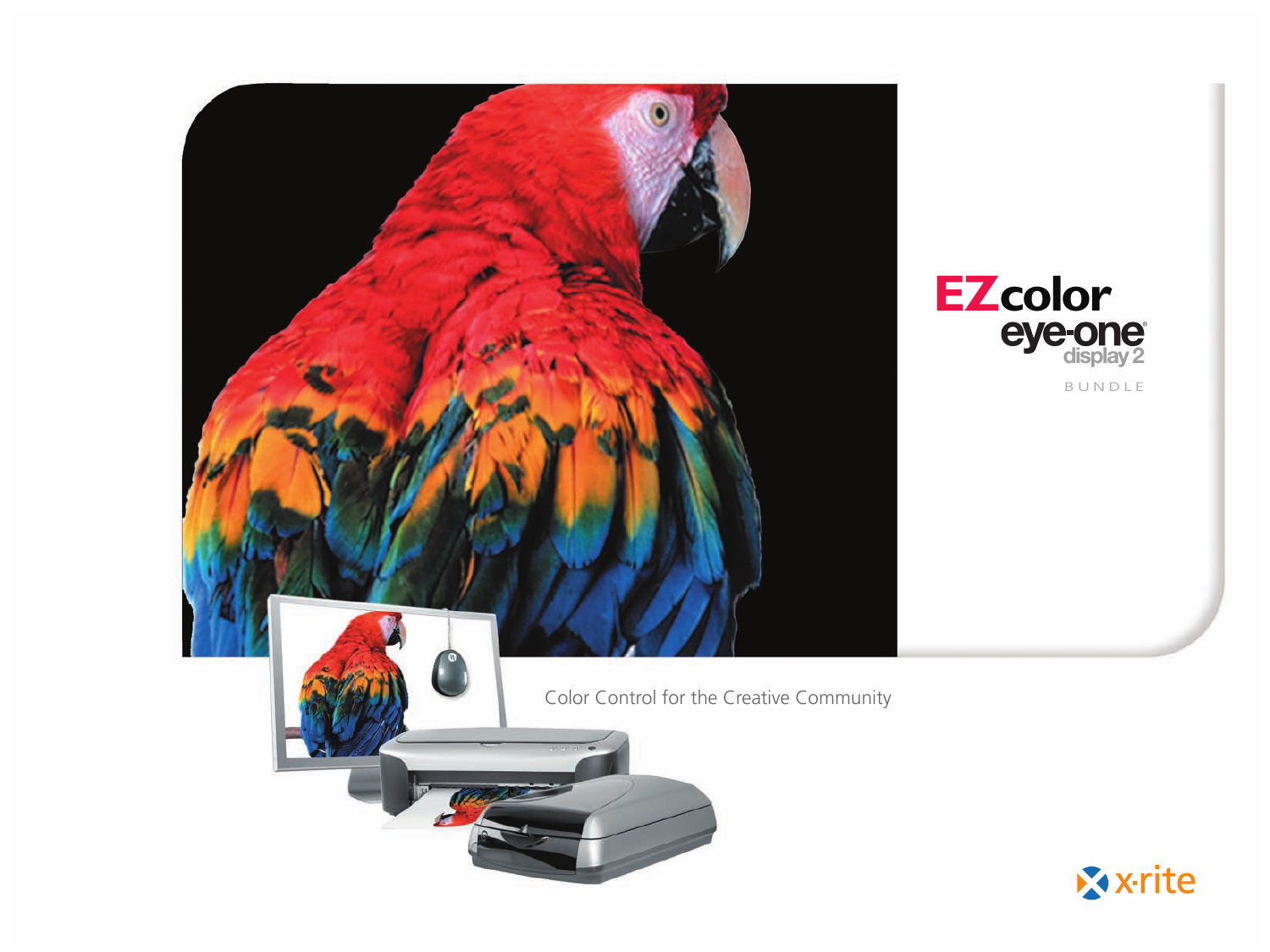# EZcolor eye-one display 2

BUNDLE

Color Control for the Creative Community

x-rite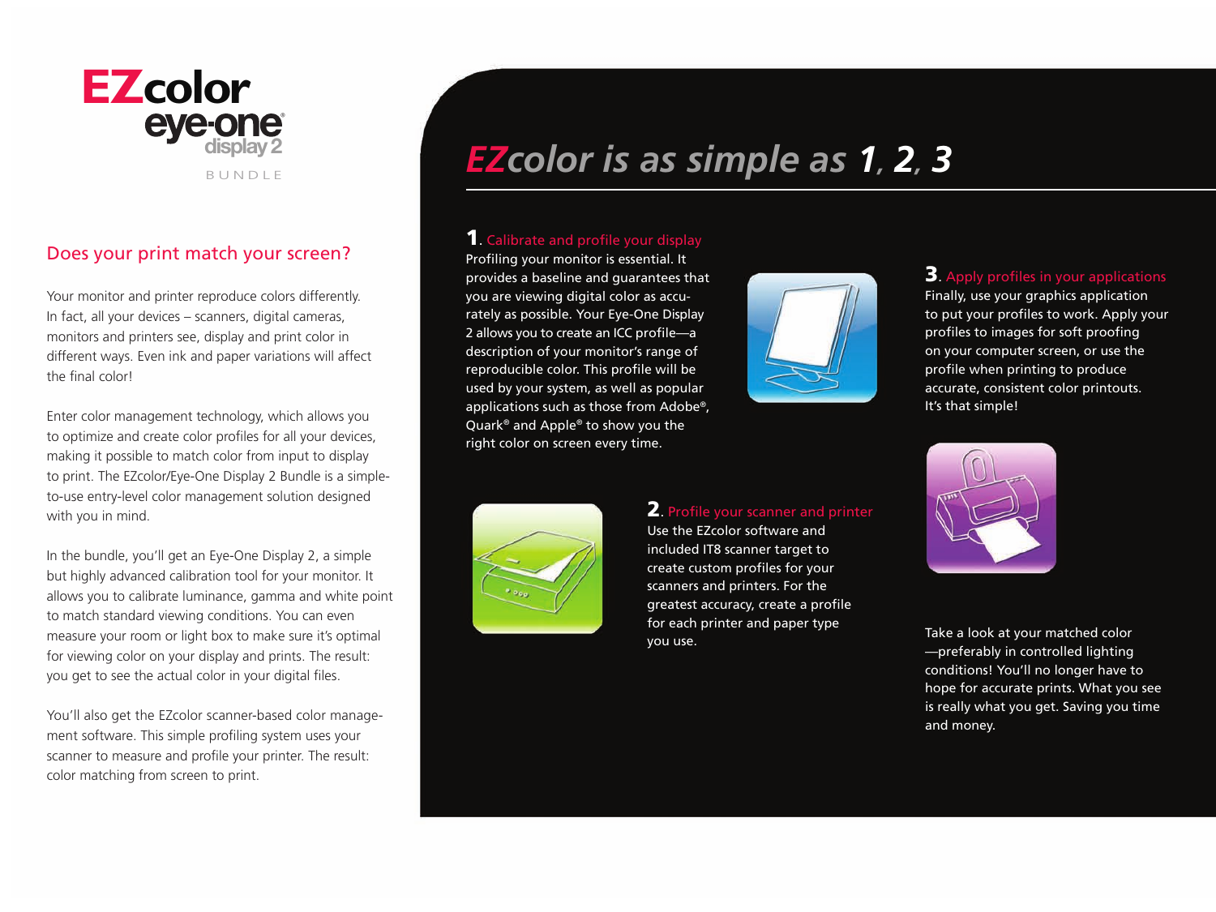# EZcolor eye-one display 2

BUNDLE

## Does your print match your screen?

Your monitor and printer reproduce colors differently. In fact, all your devices – scanners, digital cameras, monitors and printers see, display and print color in different ways. Even ink and paper variations will affect the final color!

Enter color management technology, which allows you to optimize and create color profiles for all your devices, making it possible to match color from input to display to print. The EZcolor/Eye-One Display 2 Bundle is a simple-to-use entry-level color management solution designed with you in mind.

In the bundle, you'll get an Eye-One Display 2, a simple but highly advanced calibration tool for your monitor. It allows you to calibrate luminance, gamma and white point to match standard viewing conditions. You can even measure your room or light box to make sure it's optimal for viewing color on your display and prints. The result: you get to see the actual color in your digital files.

You'll also get the EZcolor scanner-based color management software. This simple profiling system uses your scanner to measure and profile your printer. The result: color matching from screen to print.

## *EZcolor is as simple as 1, 2, 3*

### 1. Calibrate and profile your display

Profiling your monitor is essential. It provides a baseline and guarantees that you are viewing digital color as accurately as possible. Your Eye-One Display 2 allows you to create an ICC profile—a description of your monitor's range of reproducible color. This profile will be used by your system, as well as popular applications such as those from Adobe®, Quark® and Apple® to show you the right color on screen every time.

### 2. Profile your scanner and printer

Use the EZcolor software and included IT8 scanner target to create custom profiles for your scanners and printers. For the greatest accuracy, create a profile for each printer and paper type you use.

### 3. Apply profiles in your applications

Finally, use your graphics application to put your profiles to work. Apply your profiles to images for soft proofing on your computer screen, or use the profile when printing to produce accurate, consistent color printouts. It's that simple!

Take a look at your matched color —preferably in controlled lighting conditions! You'll no longer have to hope for accurate prints. What you see is really what you get. Saving you time and money.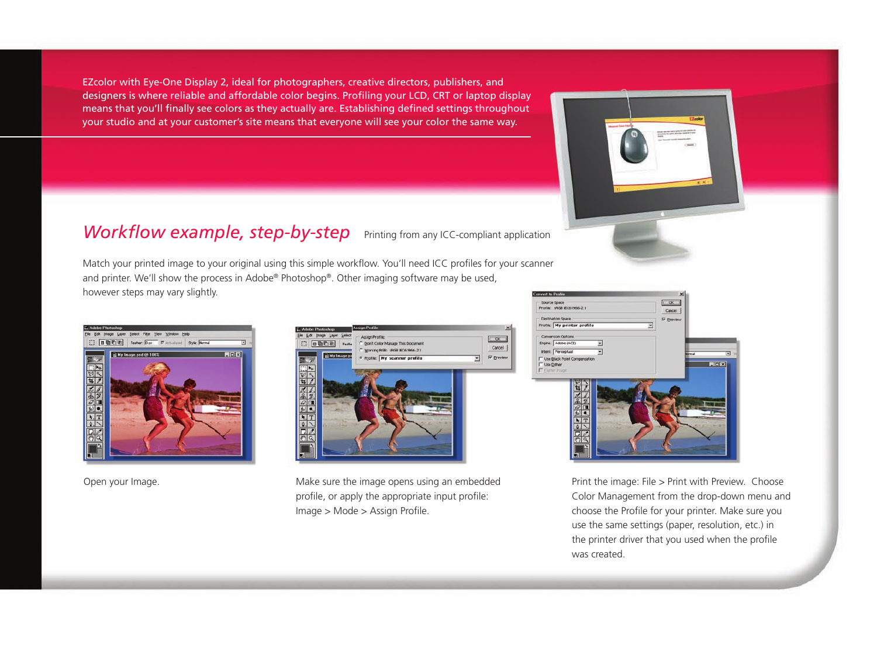EZcolor with Eye-One Display 2, ideal for photographers, creative directors, publishers, and designers is where reliable and affordable color begins. Profiling your LCD, CRT or laptop display means that you'll finally see colors as they actually are. Establishing defined settings throughout your studio and at your customer's site means that everyone will see your color the same way.

## *Workflow example, step-by-step*

Printing from any ICC-compliant application

Match your printed image to your original using this simple workflow. You'll need ICC profiles for your scanner and printer. We'll show the process in Adobe® Photoshop®. Other imaging software may be used, however steps may vary slightly.

Open your Image.

Make sure the image opens using an embedded profile, or apply the appropriate input profile: Image > Mode > Assign Profile.

Print the image: File > Print with Preview. Choose Color Management from the drop-down menu and choose the Profile for your printer. Make sure you use the same settings (paper, resolution, etc.) in the printer driver that you used when the profile was created.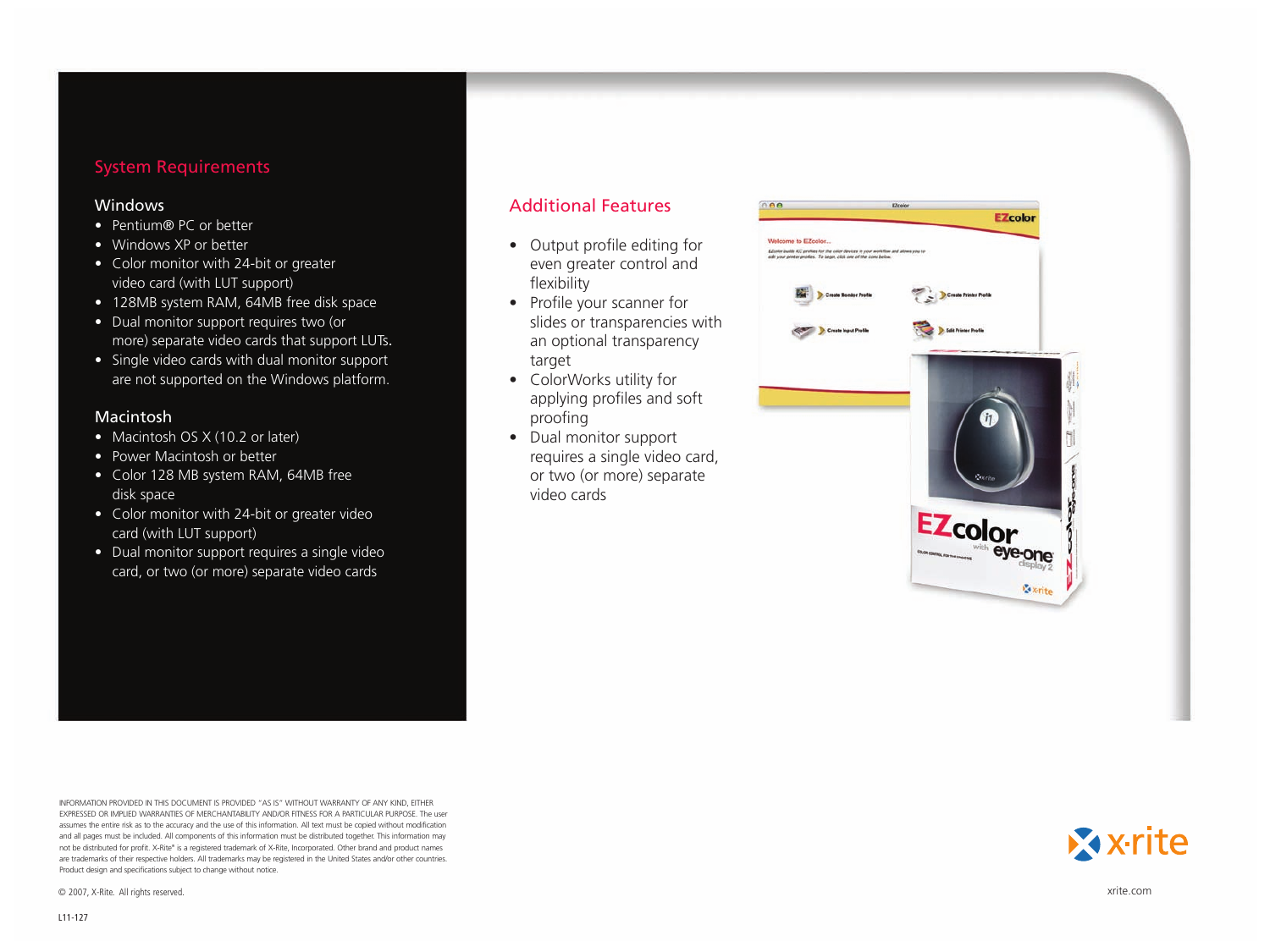## System Requirements

### Windows

- Pentium® PC or better
- Windows XP or better
- Color monitor with 24-bit or greater video card (with LUT support)
- 128MB system RAM, 64MB free disk space
- Dual monitor support requires two (or more) separate video cards that support LUTs.
- Single video cards with dual monitor support are not supported on the Windows platform.

### Macintosh

- Macintosh OS X (10.2 or later)
- Power Macintosh or better
- Color 128 MB system RAM, 64MB free disk space
- Color monitor with 24-bit or greater video card (with LUT support)
- Dual monitor support requires a single video card, or two (or more) separate video cards

## Additional Features

- Output profile editing for even greater control and flexibility
- Profile your scanner for slides or transparencies with an optional transparency target
- ColorWorks utility for applying profiles and soft proofing
- Dual monitor support requires a single video card, or two (or more) separate video cards

INFORMATION PROVIDED IN THIS DOCUMENT IS PROVIDED "AS IS" WITHOUT WARRANTY OF ANY KIND, EITHER EXPRESSED OR IMPLIED WARRANTIES OF MERCHANTABILITY AND/OR FITNESS FOR A PARTICULAR PURPOSE. The user assumes the entire risk as to the accuracy and the use of this information. All text must be copied without modification and all pages must be included. All components of this information must be distributed together. This information may not be distributed for profit. X-Rite® is a registered trademark of X-Rite, Incorporated. Other brand and product names are trademarks of their respective holders. All trademarks may be registered in the United States and/or other countries. Product design and specifications subject to change without notice.

© 2007, X-Rite. All rights reserved.

L11-127

x·rite

xrite.com